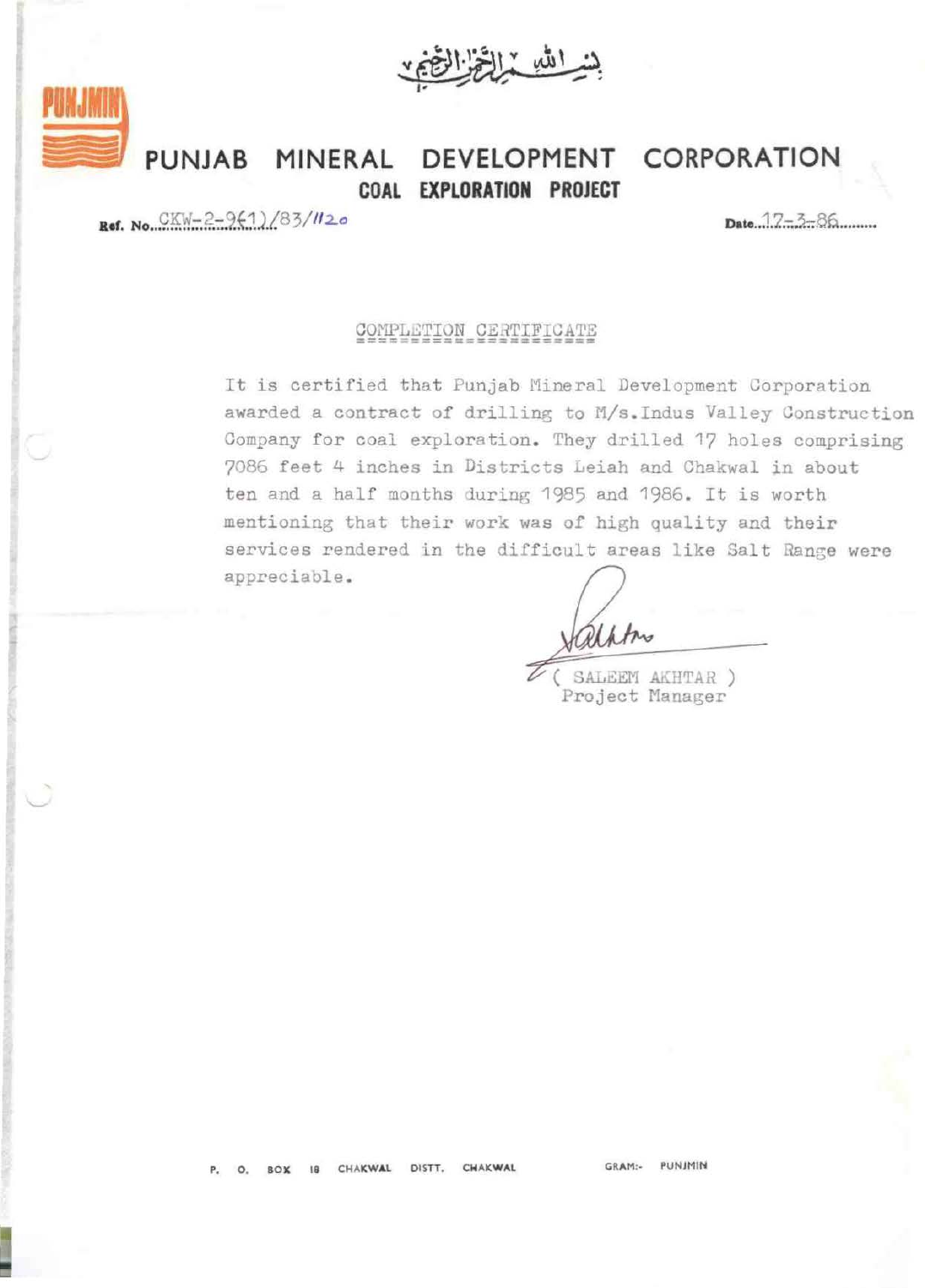بسم اللہ الرحمٰن الرحیم

PUNJMIN

# PUNJAB MINERAL DEVELOPMENT CORPORATION

## COAL EXPLORATION PROJECT

Ref. No. CKW-2-9(1)/83/1120

Date 17-3-86

### COMPLETION CERTIFICATE

It is certified that Punjab Mineral Development Corporation awarded a contract of drilling to M/s.Indus Valley Construction Company for coal exploration. They drilled 17 holes comprising 7086 feet 4 inches in Districts Leiah and Chakwal in about ten and a half months during 1985 and 1986. It is worth mentioning that their work was of high quality and their services rendered in the difficult areas like Salt Range were appreciable.

( SALEEM AKHTAR )
Project Manager

P. O. BOX 18 CHAKWAL DISTT. CHAKWAL GRAM:- PUNJMIN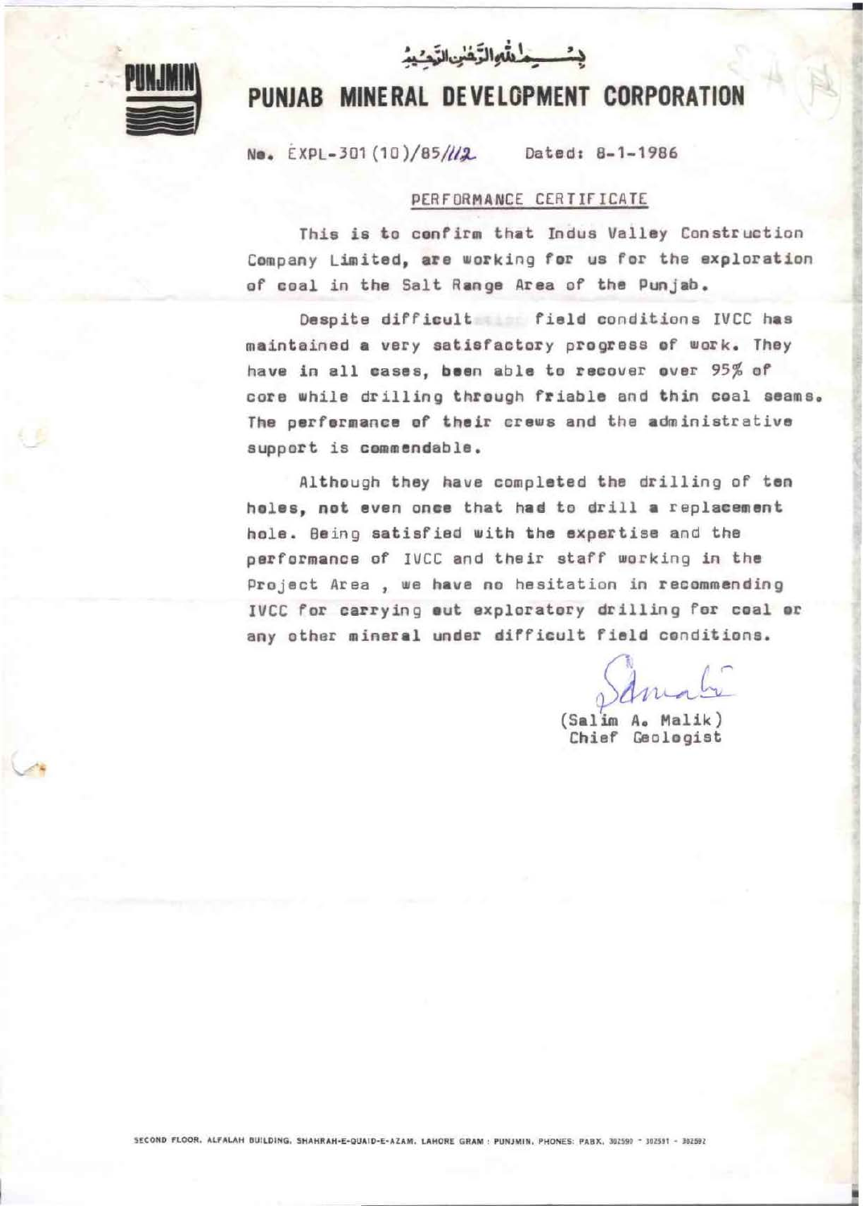بِسۡمِ اللّٰہِ الرَّحۡمٰنِ الرَّحِیۡمِ

# PUNJAB MINERAL DEVELOPMENT CORPORATION

No. EXPL-301(10)/85/112          Dated: 8-1-1986

PERFORMANCE CERTIFICATE

This is to confirm that Indus Valley Construction Company Limited, are working for us for the exploration of coal in the Salt Range Area of the Punjab.

Despite difficult field conditions IVCC has maintained a very satisfactory progress of work. They have in all cases, been able to recover over 95% of core while drilling through friable and thin coal seams. The performance of their crews and the administrative support is commendable.

Although they have completed the drilling of ten holes, not even once that had to drill a replacement hole. Being satisfied with the expertise and the performance of IVCC and their staff working in the Project Area , we have no hesitation in recommending IVCC for carrying out exploratory drilling for coal or any other mineral under difficult field conditions.

(Salim A. Malik)
Chief Geologist

SECOND FLOOR, ALFALAH BUILDING, SHAHRAH-E-QUAID-E-AZAM, LAHORE GRAM : PUNJMIN, PHONES: PABX. 302590 - 302591 - 302592